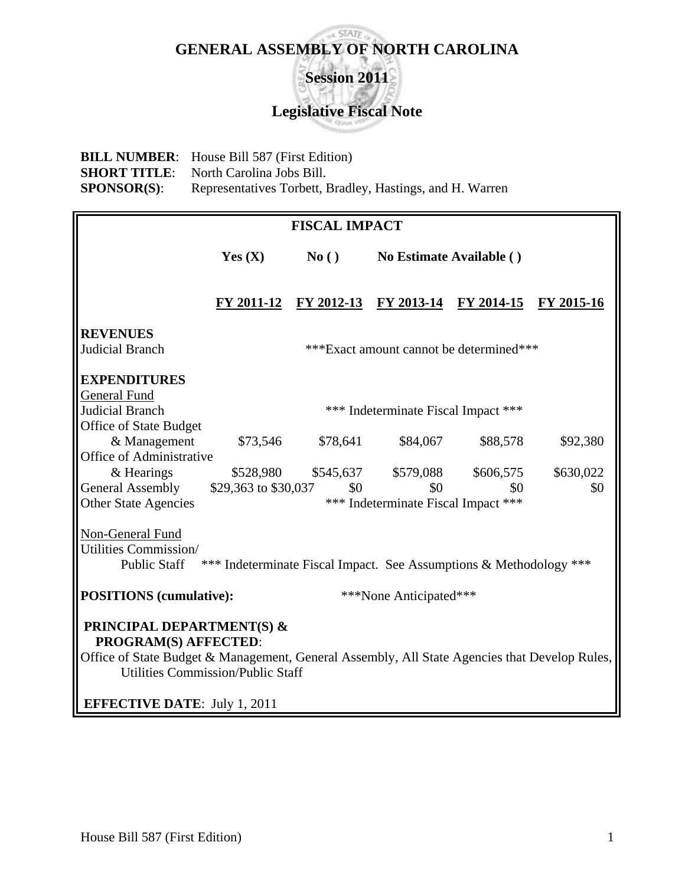# GENERAL ASSEMBLY OF NORTH CAROLINA

## Session 2011

## Legislative Fiscal Note

**BILL NUMBER**: House Bill 587 (First Edition)
**SHORT TITLE**: North Carolina Jobs Bill.
**SPONSOR(S)**: Representatives Torbett, Bradley, Hastings, and H. Warren

**FISCAL IMPACT**

**Yes (X)** **No ( )** **No Estimate Available ( )**

| | FY 2011-12 | FY 2012-13 | FY 2013-14 | FY 2014-15 | FY 2015-16 |
|---|---|---|---|---|---|
| **REVENUES** | | | | | |
| Judicial Branch | ***Exact amount cannot be determined*** | | | | |
| **EXPENDITURES** | | | | | |
| General Fund | | | | | |
| Judicial Branch | *** Indeterminate Fiscal Impact *** | | | | |
| Office of State Budget & Management | $73,546 | $78,641 | $84,067 | $88,578 | $92,380 |
| Office of Administrative & Hearings | $528,980 | $545,637 | $579,088 | $606,575 | $630,022 |
| General Assembly | $29,363 to $30,037 | $0 | $0 | $0 | $0 |
| Other State Agencies | *** Indeterminate Fiscal Impact *** | | | | |
| Non-General Fund | | | | | |
| Utilities Commission/ Public Staff | *** Indeterminate Fiscal Impact. See Assumptions & Methodology *** | | | | |
| **POSITIONS (cumulative):** | ***None Anticipated*** | | | | |

**PRINCIPAL DEPARTMENT(S) & PROGRAM(S) AFFECTED**:
Office of State Budget & Management, General Assembly, All State Agencies that Develop Rules, Utilities Commission/Public Staff

**EFFECTIVE DATE**: July 1, 2011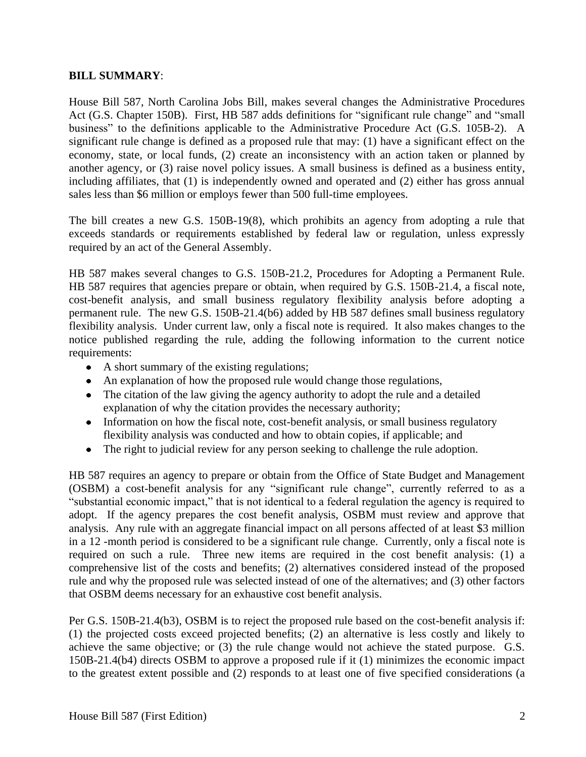**BILL SUMMARY**:

House Bill 587, North Carolina Jobs Bill, makes several changes the Administrative Procedures Act (G.S. Chapter 150B). First, HB 587 adds definitions for "significant rule change" and "small business" to the definitions applicable to the Administrative Procedure Act (G.S. 105B-2). A significant rule change is defined as a proposed rule that may: (1) have a significant effect on the economy, state, or local funds, (2) create an inconsistency with an action taken or planned by another agency, or (3) raise novel policy issues. A small business is defined as a business entity, including affiliates, that (1) is independently owned and operated and (2) either has gross annual sales less than \$6 million or employs fewer than 500 full-time employees.

The bill creates a new G.S. 150B-19(8), which prohibits an agency from adopting a rule that exceeds standards or requirements established by federal law or regulation, unless expressly required by an act of the General Assembly.

HB 587 makes several changes to G.S. 150B-21.2, Procedures for Adopting a Permanent Rule. HB 587 requires that agencies prepare or obtain, when required by G.S. 150B-21.4, a fiscal note, cost-benefit analysis, and small business regulatory flexibility analysis before adopting a permanent rule. The new G.S. 150B-21.4(b6) added by HB 587 defines small business regulatory flexibility analysis. Under current law, only a fiscal note is required. It also makes changes to the notice published regarding the rule, adding the following information to the current notice requirements:

- A short summary of the existing regulations;
- An explanation of how the proposed rule would change those regulations,
- The citation of the law giving the agency authority to adopt the rule and a detailed explanation of why the citation provides the necessary authority;
- Information on how the fiscal note, cost-benefit analysis, or small business regulatory flexibility analysis was conducted and how to obtain copies, if applicable; and
- The right to judicial review for any person seeking to challenge the rule adoption.

HB 587 requires an agency to prepare or obtain from the Office of State Budget and Management (OSBM) a cost-benefit analysis for any "significant rule change", currently referred to as a "substantial economic impact," that is not identical to a federal regulation the agency is required to adopt. If the agency prepares the cost benefit analysis, OSBM must review and approve that analysis. Any rule with an aggregate financial impact on all persons affected of at least \$3 million in a 12 -month period is considered to be a significant rule change. Currently, only a fiscal note is required on such a rule. Three new items are required in the cost benefit analysis: (1) a comprehensive list of the costs and benefits; (2) alternatives considered instead of the proposed rule and why the proposed rule was selected instead of one of the alternatives; and (3) other factors that OSBM deems necessary for an exhaustive cost benefit analysis.

Per G.S. 150B-21.4(b3), OSBM is to reject the proposed rule based on the cost-benefit analysis if: (1) the projected costs exceed projected benefits; (2) an alternative is less costly and likely to achieve the same objective; or (3) the rule change would not achieve the stated purpose. G.S. 150B-21.4(b4) directs OSBM to approve a proposed rule if it (1) minimizes the economic impact to the greatest extent possible and (2) responds to at least one of five specified considerations (a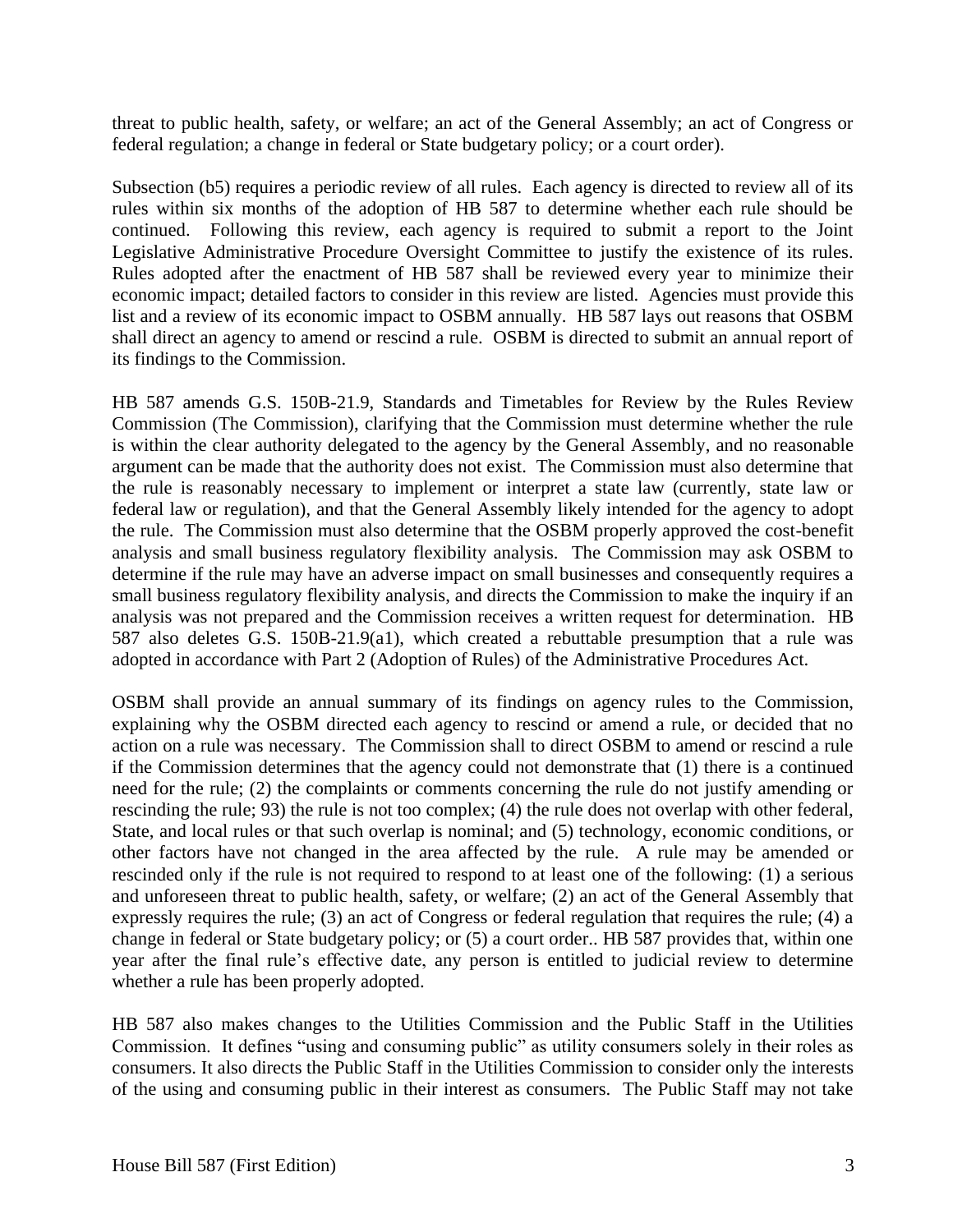threat to public health, safety, or welfare; an act of the General Assembly; an act of Congress or federal regulation; a change in federal or State budgetary policy; or a court order).

Subsection (b5) requires a periodic review of all rules. Each agency is directed to review all of its rules within six months of the adoption of HB 587 to determine whether each rule should be continued. Following this review, each agency is required to submit a report to the Joint Legislative Administrative Procedure Oversight Committee to justify the existence of its rules. Rules adopted after the enactment of HB 587 shall be reviewed every year to minimize their economic impact; detailed factors to consider in this review are listed. Agencies must provide this list and a review of its economic impact to OSBM annually. HB 587 lays out reasons that OSBM shall direct an agency to amend or rescind a rule. OSBM is directed to submit an annual report of its findings to the Commission.

HB 587 amends G.S. 150B-21.9, Standards and Timetables for Review by the Rules Review Commission (The Commission), clarifying that the Commission must determine whether the rule is within the clear authority delegated to the agency by the General Assembly, and no reasonable argument can be made that the authority does not exist. The Commission must also determine that the rule is reasonably necessary to implement or interpret a state law (currently, state law or federal law or regulation), and that the General Assembly likely intended for the agency to adopt the rule. The Commission must also determine that the OSBM properly approved the cost-benefit analysis and small business regulatory flexibility analysis. The Commission may ask OSBM to determine if the rule may have an adverse impact on small businesses and consequently requires a small business regulatory flexibility analysis, and directs the Commission to make the inquiry if an analysis was not prepared and the Commission receives a written request for determination. HB 587 also deletes G.S. 150B-21.9(a1), which created a rebuttable presumption that a rule was adopted in accordance with Part 2 (Adoption of Rules) of the Administrative Procedures Act.

OSBM shall provide an annual summary of its findings on agency rules to the Commission, explaining why the OSBM directed each agency to rescind or amend a rule, or decided that no action on a rule was necessary. The Commission shall to direct OSBM to amend or rescind a rule if the Commission determines that the agency could not demonstrate that (1) there is a continued need for the rule; (2) the complaints or comments concerning the rule do not justify amending or rescinding the rule; 93) the rule is not too complex; (4) the rule does not overlap with other federal, State, and local rules or that such overlap is nominal; and (5) technology, economic conditions, or other factors have not changed in the area affected by the rule. A rule may be amended or rescinded only if the rule is not required to respond to at least one of the following: (1) a serious and unforeseen threat to public health, safety, or welfare; (2) an act of the General Assembly that expressly requires the rule; (3) an act of Congress or federal regulation that requires the rule; (4) a change in federal or State budgetary policy; or (5) a court order.. HB 587 provides that, within one year after the final rule's effective date, any person is entitled to judicial review to determine whether a rule has been properly adopted.

HB 587 also makes changes to the Utilities Commission and the Public Staff in the Utilities Commission. It defines "using and consuming public" as utility consumers solely in their roles as consumers. It also directs the Public Staff in the Utilities Commission to consider only the interests of the using and consuming public in their interest as consumers. The Public Staff may not take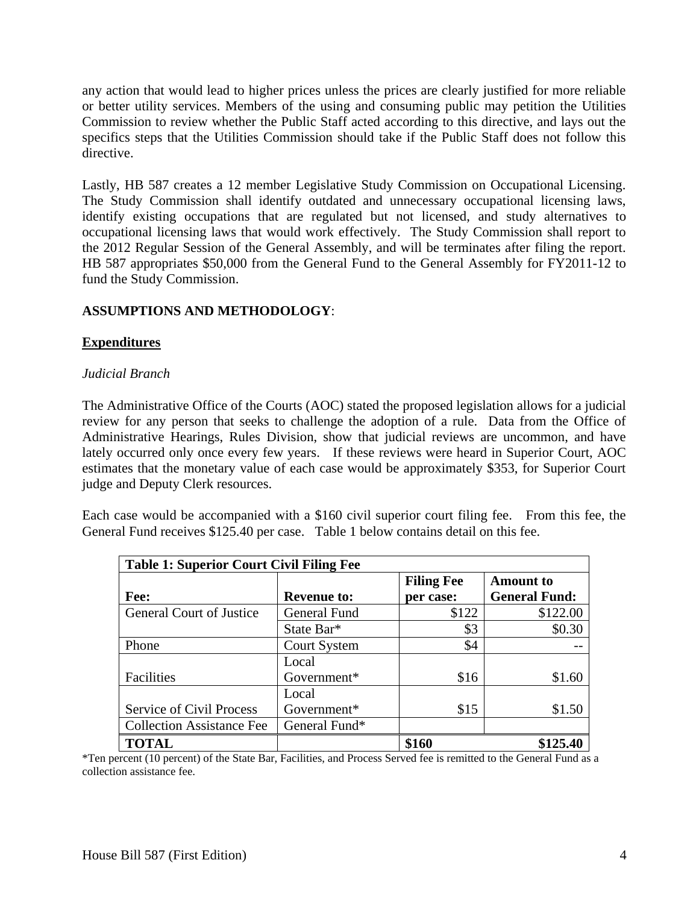any action that would lead to higher prices unless the prices are clearly justified for more reliable or better utility services. Members of the using and consuming public may petition the Utilities Commission to review whether the Public Staff acted according to this directive, and lays out the specifics steps that the Utilities Commission should take if the Public Staff does not follow this directive.

Lastly, HB 587 creates a 12 member Legislative Study Commission on Occupational Licensing. The Study Commission shall identify outdated and unnecessary occupational licensing laws, identify existing occupations that are regulated but not licensed, and study alternatives to occupational licensing laws that would work effectively. The Study Commission shall report to the 2012 Regular Session of the General Assembly, and will be terminates after filing the report. HB 587 appropriates $50,000 from the General Fund to the General Assembly for FY2011-12 to fund the Study Commission.

**ASSUMPTIONS AND METHODOLOGY**:

**Expenditures**

*Judicial Branch*

The Administrative Office of the Courts (AOC) stated the proposed legislation allows for a judicial review for any person that seeks to challenge the adoption of a rule. Data from the Office of Administrative Hearings, Rules Division, show that judicial reviews are uncommon, and have lately occurred only once every few years. If these reviews were heard in Superior Court, AOC estimates that the monetary value of each case would be approximately $353, for Superior Court judge and Deputy Clerk resources.

Each case would be accompanied with a $160 civil superior court filing fee. From this fee, the General Fund receives $125.40 per case. Table 1 below contains detail on this fee.

| Table 1: Superior Court Civil Filing Fee | | | |
|---|---|---|---|
| **Fee:** | **Revenue to:** | **Filing Fee per case:** | **Amount to General Fund:** |
| General Court of Justice | General Fund | $122 | $122.00 |
| | State Bar* | $3 | $0.30 |
| Phone | Court System | $4 | -- |
| Facilities | Local Government* | $16 | $1.60 |
| Service of Civil Process | Local Government* | $15 | $1.50 |
| Collection Assistance Fee | General Fund* | | |
| **TOTAL** | | **$160** | **$125.40** |

*Ten percent (10 percent) of the State Bar, Facilities, and Process Served fee is remitted to the General Fund as a collection assistance fee.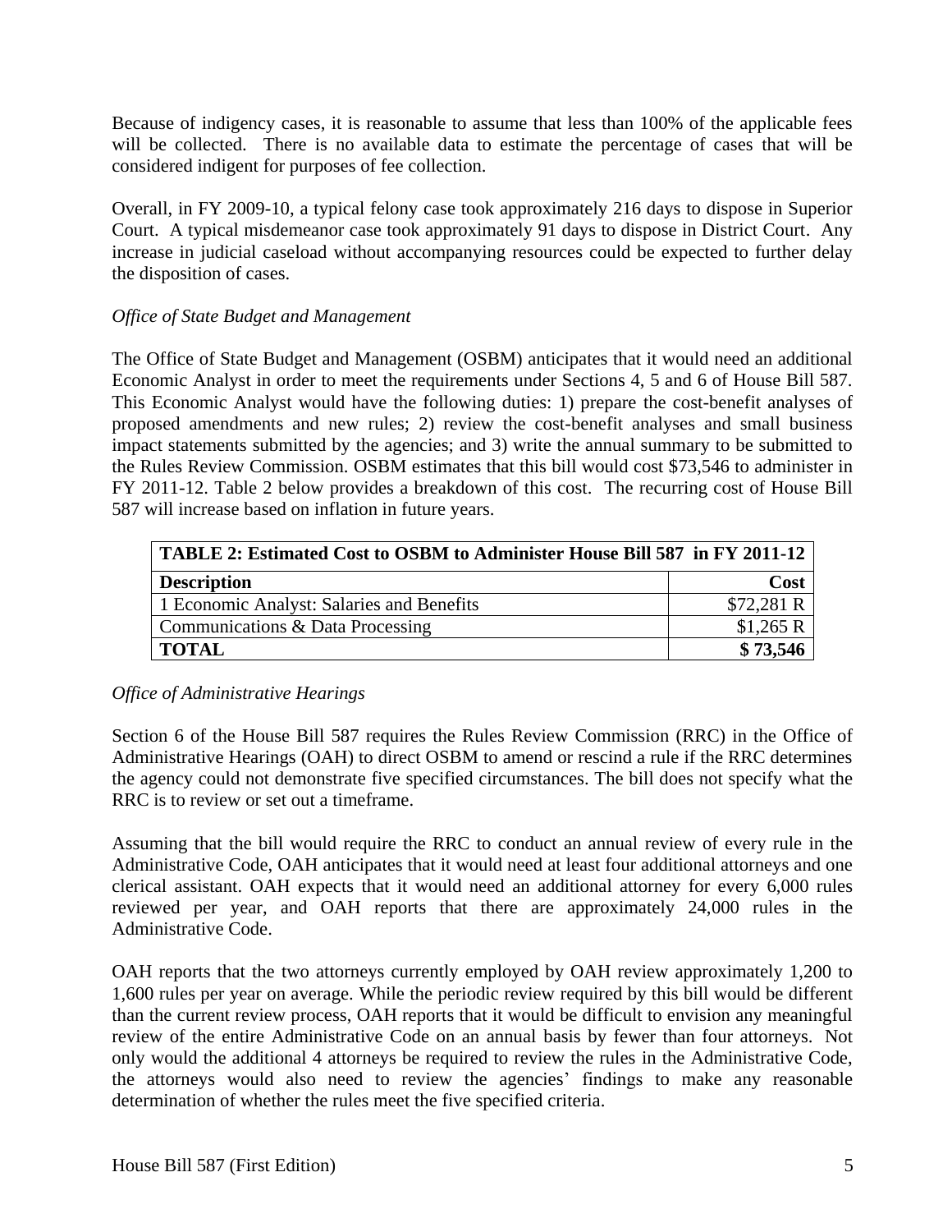Because of indigency cases, it is reasonable to assume that less than 100% of the applicable fees will be collected. There is no available data to estimate the percentage of cases that will be considered indigent for purposes of fee collection.

Overall, in FY 2009-10, a typical felony case took approximately 216 days to dispose in Superior Court. A typical misdemeanor case took approximately 91 days to dispose in District Court. Any increase in judicial caseload without accompanying resources could be expected to further delay the disposition of cases.

*Office of State Budget and Management*

The Office of State Budget and Management (OSBM) anticipates that it would need an additional Economic Analyst in order to meet the requirements under Sections 4, 5 and 6 of House Bill 587. This Economic Analyst would have the following duties: 1) prepare the cost-benefit analyses of proposed amendments and new rules; 2) review the cost-benefit analyses and small business impact statements submitted by the agencies; and 3) write the annual summary to be submitted to the Rules Review Commission. OSBM estimates that this bill would cost $73,546 to administer in FY 2011-12. Table 2 below provides a breakdown of this cost. The recurring cost of House Bill 587 will increase based on inflation in future years.

| TABLE 2: Estimated Cost to OSBM to Administer House Bill 587 in FY 2011-12 | |
|---|---|
| **Description** | **Cost** |
| 1 Economic Analyst: Salaries and Benefits | $72,281 R |
| Communications & Data Processing | $1,265 R |
| **TOTAL** | **$ 73,546** |

*Office of Administrative Hearings*

Section 6 of the House Bill 587 requires the Rules Review Commission (RRC) in the Office of Administrative Hearings (OAH) to direct OSBM to amend or rescind a rule if the RRC determines the agency could not demonstrate five specified circumstances. The bill does not specify what the RRC is to review or set out a timeframe.

Assuming that the bill would require the RRC to conduct an annual review of every rule in the Administrative Code, OAH anticipates that it would need at least four additional attorneys and one clerical assistant. OAH expects that it would need an additional attorney for every 6,000 rules reviewed per year, and OAH reports that there are approximately 24,000 rules in the Administrative Code.

OAH reports that the two attorneys currently employed by OAH review approximately 1,200 to 1,600 rules per year on average. While the periodic review required by this bill would be different than the current review process, OAH reports that it would be difficult to envision any meaningful review of the entire Administrative Code on an annual basis by fewer than four attorneys. Not only would the additional 4 attorneys be required to review the rules in the Administrative Code, the attorneys would also need to review the agencies' findings to make any reasonable determination of whether the rules meet the five specified criteria.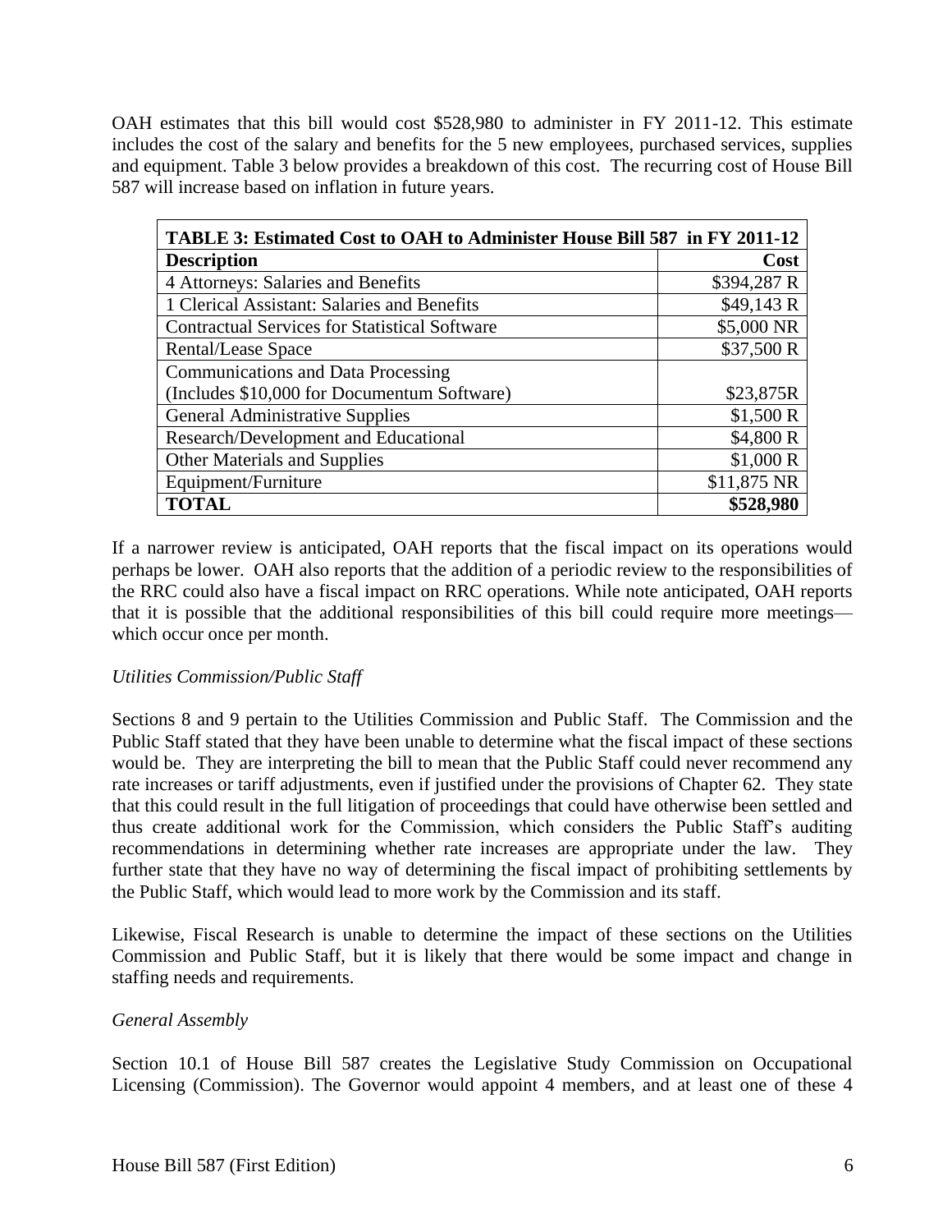OAH estimates that this bill would cost $528,980 to administer in FY 2011-12. This estimate includes the cost of the salary and benefits for the 5 new employees, purchased services, supplies and equipment. Table 3 below provides a breakdown of this cost. The recurring cost of House Bill 587 will increase based on inflation in future years.

| TABLE 3: Estimated Cost to OAH to Administer House Bill 587 in FY 2011-12 | |
|---|---|
| **Description** | **Cost** |
| 4 Attorneys: Salaries and Benefits | $394,287 R |
| 1 Clerical Assistant: Salaries and Benefits | $49,143 R |
| Contractual Services for Statistical Software | $5,000 NR |
| Rental/Lease Space | $37,500 R |
| Communications and Data Processing (Includes $10,000 for Documentum Software) | $23,875R |
| General Administrative Supplies | $1,500 R |
| Research/Development and Educational | $4,800 R |
| Other Materials and Supplies | $1,000 R |
| Equipment/Furniture | $11,875 NR |
| **TOTAL** | **$528,980** |

If a narrower review is anticipated, OAH reports that the fiscal impact on its operations would perhaps be lower. OAH also reports that the addition of a periodic review to the responsibilities of the RRC could also have a fiscal impact on RRC operations. While note anticipated, OAH reports that it is possible that the additional responsibilities of this bill could require more meetings—which occur once per month.

*Utilities Commission/Public Staff*

Sections 8 and 9 pertain to the Utilities Commission and Public Staff. The Commission and the Public Staff stated that they have been unable to determine what the fiscal impact of these sections would be. They are interpreting the bill to mean that the Public Staff could never recommend any rate increases or tariff adjustments, even if justified under the provisions of Chapter 62. They state that this could result in the full litigation of proceedings that could have otherwise been settled and thus create additional work for the Commission, which considers the Public Staff's auditing recommendations in determining whether rate increases are appropriate under the law. They further state that they have no way of determining the fiscal impact of prohibiting settlements by the Public Staff, which would lead to more work by the Commission and its staff.

Likewise, Fiscal Research is unable to determine the impact of these sections on the Utilities Commission and Public Staff, but it is likely that there would be some impact and change in staffing needs and requirements.

*General Assembly*

Section 10.1 of House Bill 587 creates the Legislative Study Commission on Occupational Licensing (Commission). The Governor would appoint 4 members, and at least one of these 4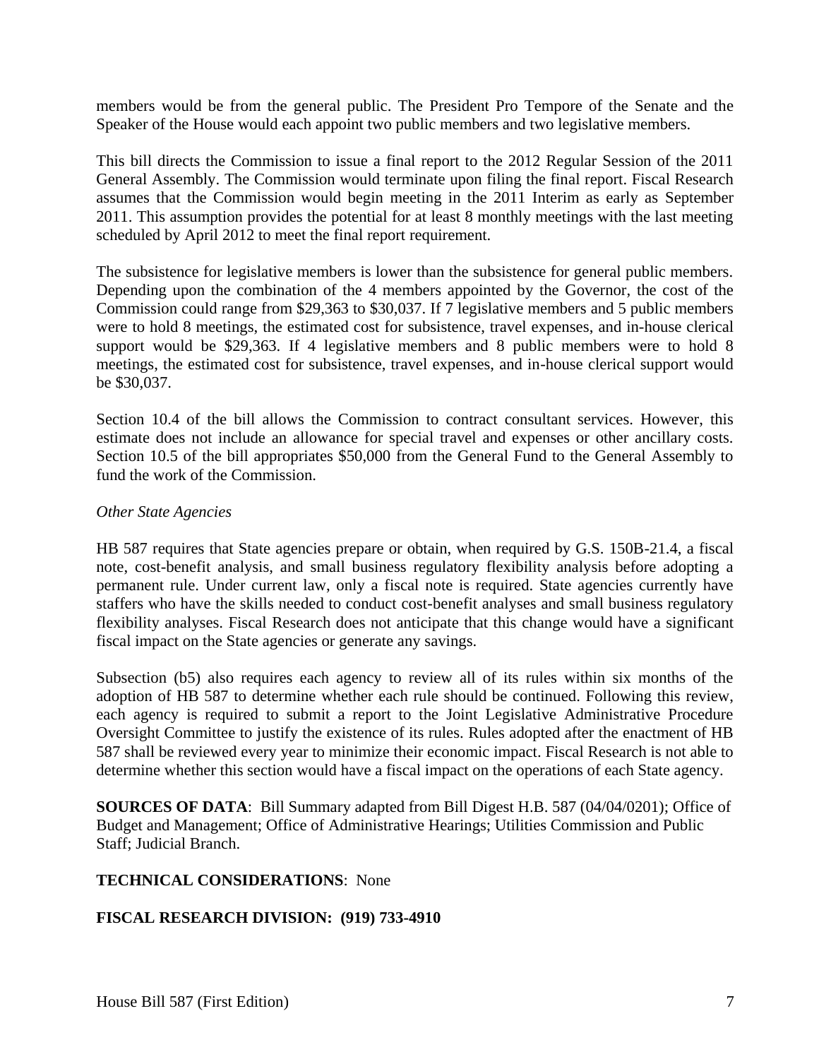members would be from the general public. The President Pro Tempore of the Senate and the Speaker of the House would each appoint two public members and two legislative members.

This bill directs the Commission to issue a final report to the 2012 Regular Session of the 2011 General Assembly. The Commission would terminate upon filing the final report. Fiscal Research assumes that the Commission would begin meeting in the 2011 Interim as early as September 2011. This assumption provides the potential for at least 8 monthly meetings with the last meeting scheduled by April 2012 to meet the final report requirement.

The subsistence for legislative members is lower than the subsistence for general public members. Depending upon the combination of the 4 members appointed by the Governor, the cost of the Commission could range from $29,363 to $30,037. If 7 legislative members and 5 public members were to hold 8 meetings, the estimated cost for subsistence, travel expenses, and in-house clerical support would be $29,363. If 4 legislative members and 8 public members were to hold 8 meetings, the estimated cost for subsistence, travel expenses, and in-house clerical support would be $30,037.

Section 10.4 of the bill allows the Commission to contract consultant services. However, this estimate does not include an allowance for special travel and expenses or other ancillary costs. Section 10.5 of the bill appropriates $50,000 from the General Fund to the General Assembly to fund the work of the Commission.

*Other State Agencies*

HB 587 requires that State agencies prepare or obtain, when required by G.S. 150B-21.4, a fiscal note, cost-benefit analysis, and small business regulatory flexibility analysis before adopting a permanent rule. Under current law, only a fiscal note is required. State agencies currently have staffers who have the skills needed to conduct cost-benefit analyses and small business regulatory flexibility analyses. Fiscal Research does not anticipate that this change would have a significant fiscal impact on the State agencies or generate any savings.

Subsection (b5) also requires each agency to review all of its rules within six months of the adoption of HB 587 to determine whether each rule should be continued. Following this review, each agency is required to submit a report to the Joint Legislative Administrative Procedure Oversight Committee to justify the existence of its rules. Rules adopted after the enactment of HB 587 shall be reviewed every year to minimize their economic impact. Fiscal Research is not able to determine whether this section would have a fiscal impact on the operations of each State agency.

**SOURCES OF DATA**: Bill Summary adapted from Bill Digest H.B. 587 (04/04/0201); Office of Budget and Management; Office of Administrative Hearings; Utilities Commission and Public Staff; Judicial Branch.

**TECHNICAL CONSIDERATIONS**: None

**FISCAL RESEARCH DIVISION: (919) 733-4910**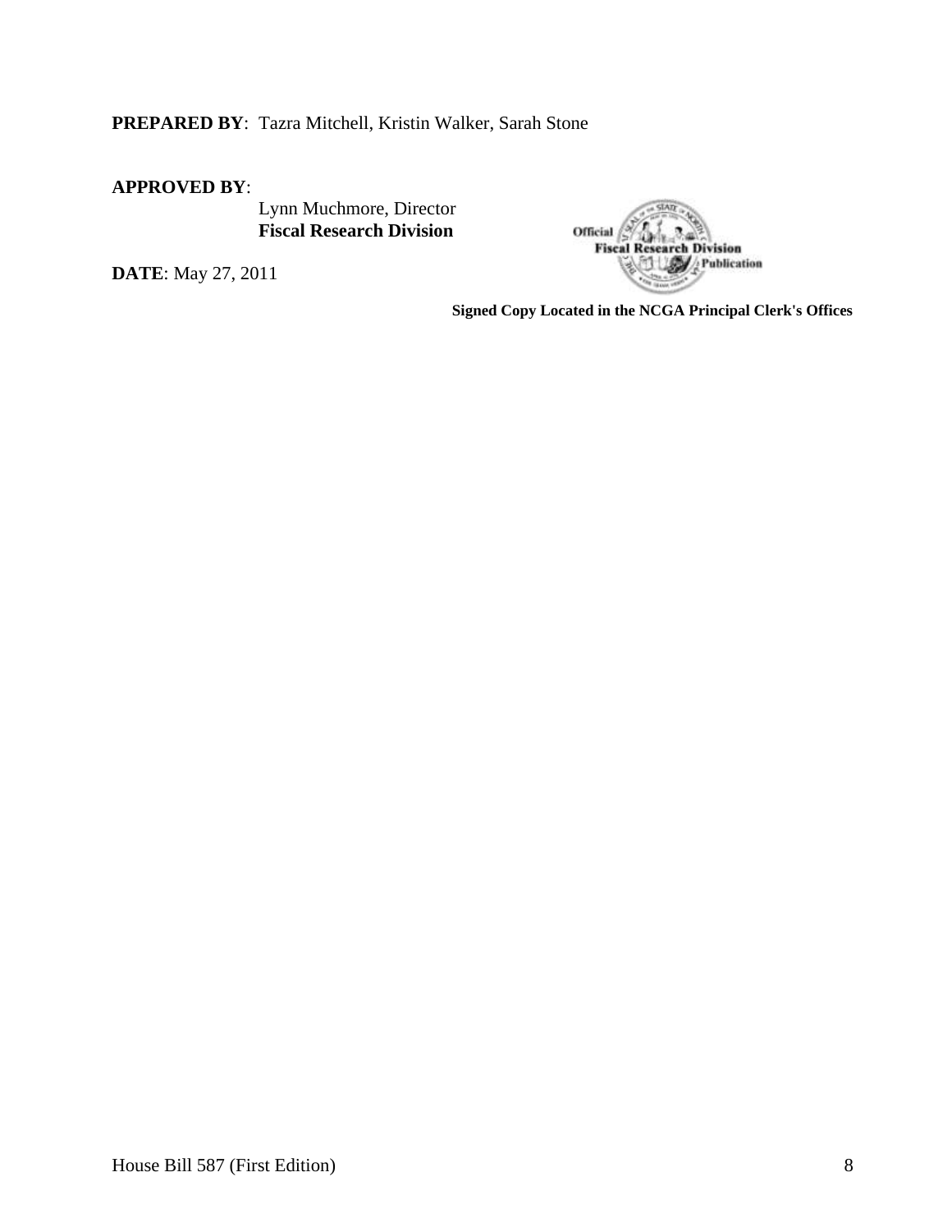**PREPARED BY**: Tazra Mitchell, Kristin Walker, Sarah Stone

**APPROVED BY**:

Lynn Muchmore, Director
**Fiscal Research Division**

**DATE**: May 27, 2011

Official Fiscal Research Division Publication

**Signed Copy Located in the NCGA Principal Clerk's Offices**